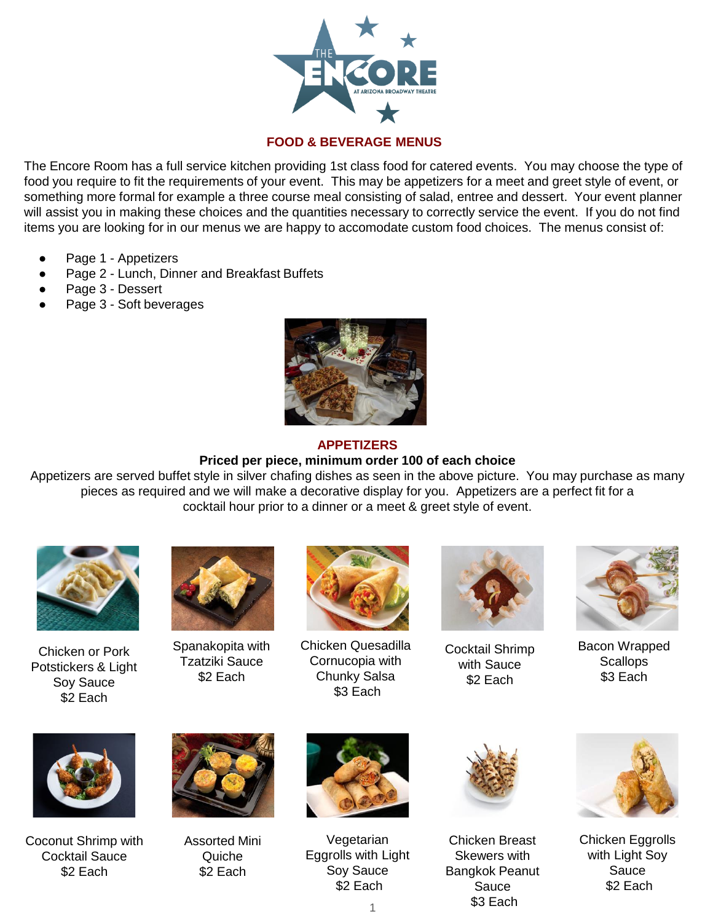# FOOD & BEVERAGE MENUS

The Encore Room has a full service kitchen providing 1st class food for catered events. You may choose the type of food you require to fit the requirements of your event. This may be appetizers for a meet and greet style of event, or something more formal for example a three course meal consisting of salad, entree and dessert. Your event planner will assist you in making these choices and the quantities necessary to correctly service the event. If you do not find items you are looking for in our menus we are happy to accomodate custom food choices. The menus consist of:

- Page 1 - Appetizers
- Page 2 - Lunch, Dinner and Breakfast Buffets
- Page 3 - Dessert
- Page 3 - Soft beverages

## APPETIZERS

**Priced per piece, minimum order 100 of each choice**

Appetizers are served buffet style in silver chafing dishes as seen in the above picture. You may purchase as many pieces as required and we will make a decorative display for you. Appetizers are a perfect fit for a cocktail hour prior to a dinner or a meet & greet style of event.

Chicken or Pork Potstickers & Light Soy Sauce
$2 Each

Spanakopita with Tzatziki Sauce
$2 Each

Chicken Quesadilla Cornucopia with Chunky Salsa
$3 Each

Cocktail Shrimp with Sauce
$2 Each

Bacon Wrapped Scallops
$3 Each

Coconut Shrimp with Cocktail Sauce
$2 Each

Assorted Mini Quiche
$2 Each

Vegetarian Eggrolls with Light Soy Sauce
$2 Each

Chicken Breast Skewers with Bangkok Peanut Sauce
$3 Each

Chicken Eggrolls with Light Soy Sauce
$2 Each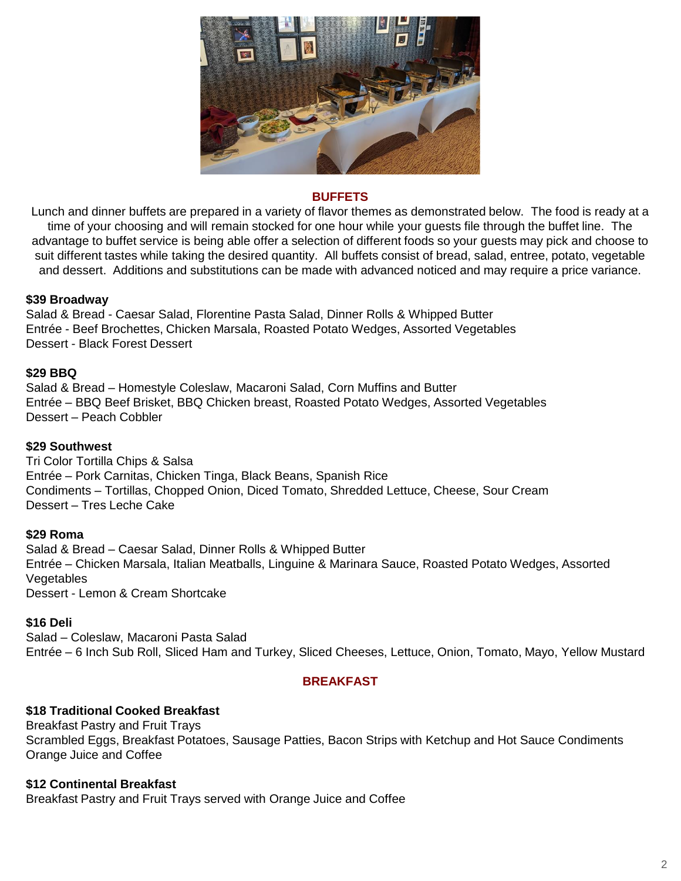## BUFFETS

Lunch and dinner buffets are prepared in a variety of flavor themes as demonstrated below. The food is ready at a time of your choosing and will remain stocked for one hour while your guests file through the buffet line. The advantage to buffet service is being able offer a selection of different foods so your guests may pick and choose to suit different tastes while taking the desired quantity. All buffets consist of bread, salad, entree, potato, vegetable and dessert. Additions and substitutions can be made with advanced noticed and may require a price variance.

**$39 Broadway**
Salad & Bread - Caesar Salad, Florentine Pasta Salad, Dinner Rolls & Whipped Butter
Entrée - Beef Brochettes, Chicken Marsala, Roasted Potato Wedges, Assorted Vegetables
Dessert - Black Forest Dessert

**$29 BBQ**
Salad & Bread – Homestyle Coleslaw, Macaroni Salad, Corn Muffins and Butter
Entrée – BBQ Beef Brisket, BBQ Chicken breast, Roasted Potato Wedges, Assorted Vegetables
Dessert – Peach Cobbler

**$29 Southwest**
Tri Color Tortilla Chips & Salsa
Entrée – Pork Carnitas, Chicken Tinga, Black Beans, Spanish Rice
Condiments – Tortillas, Chopped Onion, Diced Tomato, Shredded Lettuce, Cheese, Sour Cream
Dessert – Tres Leche Cake

**$29 Roma**
Salad & Bread – Caesar Salad, Dinner Rolls & Whipped Butter
Entrée – Chicken Marsala, Italian Meatballs, Linguine & Marinara Sauce, Roasted Potato Wedges, Assorted Vegetables
Dessert - Lemon & Cream Shortcake

**$16 Deli**
Salad – Coleslaw, Macaroni Pasta Salad
Entrée – 6 Inch Sub Roll, Sliced Ham and Turkey, Sliced Cheeses, Lettuce, Onion, Tomato, Mayo, Yellow Mustard

## BREAKFAST

**$18 Traditional Cooked Breakfast**
Breakfast Pastry and Fruit Trays
Scrambled Eggs, Breakfast Potatoes, Sausage Patties, Bacon Strips with Ketchup and Hot Sauce Condiments
Orange Juice and Coffee

**$12 Continental Breakfast**
Breakfast Pastry and Fruit Trays served with Orange Juice and Coffee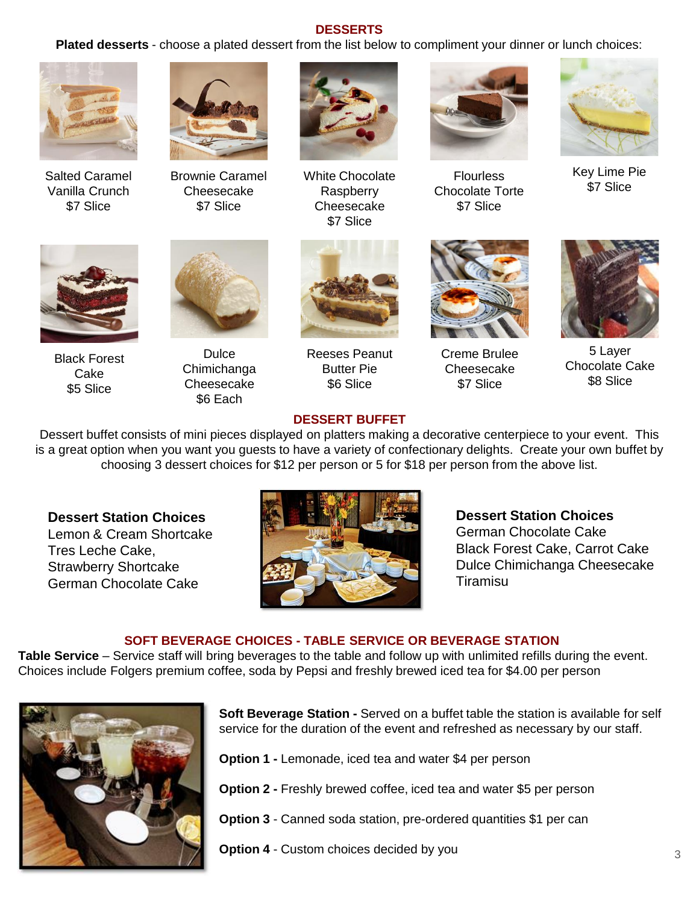## DESSERTS

**Plated desserts** - choose a plated dessert from the list below to compliment your dinner or lunch choices:

Salted Caramel Vanilla Crunch
$7 Slice

Brownie Caramel Cheesecake
$7 Slice

White Chocolate Raspberry Cheesecake
$7 Slice

Flourless Chocolate Torte
$7 Slice

Key Lime Pie
$7 Slice

Black Forest Cake
$5 Slice

Dulce Chimichanga Cheesecake
$6 Each

Reeses Peanut Butter Pie
$6 Slice

Creme Brulee Cheesecake
$7 Slice

5 Layer Chocolate Cake
$8 Slice

## DESSERT BUFFET

Dessert buffet consists of mini pieces displayed on platters making a decorative centerpiece to your event. This is a great option when you want you guests to have a variety of confectionary delights. Create your own buffet by choosing 3 dessert choices for $12 per person or 5 for $18 per person from the above list.

**Dessert Station Choices**
Lemon & Cream Shortcake
Tres Leche Cake,
Strawberry Shortcake
German Chocolate Cake

**Dessert Station Choices**
German Chocolate Cake
Black Forest Cake, Carrot Cake
Dulce Chimichanga Cheesecake
Tiramisu

## SOFT BEVERAGE CHOICES - TABLE SERVICE OR BEVERAGE STATION

**Table Service** – Service staff will bring beverages to the table and follow up with unlimited refills during the event. Choices include Folgers premium coffee, soda by Pepsi and freshly brewed iced tea for $4.00 per person

**Soft Beverage Station -** Served on a buffet table the station is available for self service for the duration of the event and refreshed as necessary by our staff.

**Option 1 -** Lemonade, iced tea and water $4 per person

**Option 2 -** Freshly brewed coffee, iced tea and water $5 per person

**Option 3** - Canned soda station, pre-ordered quantities $1 per can

**Option 4** - Custom choices decided by you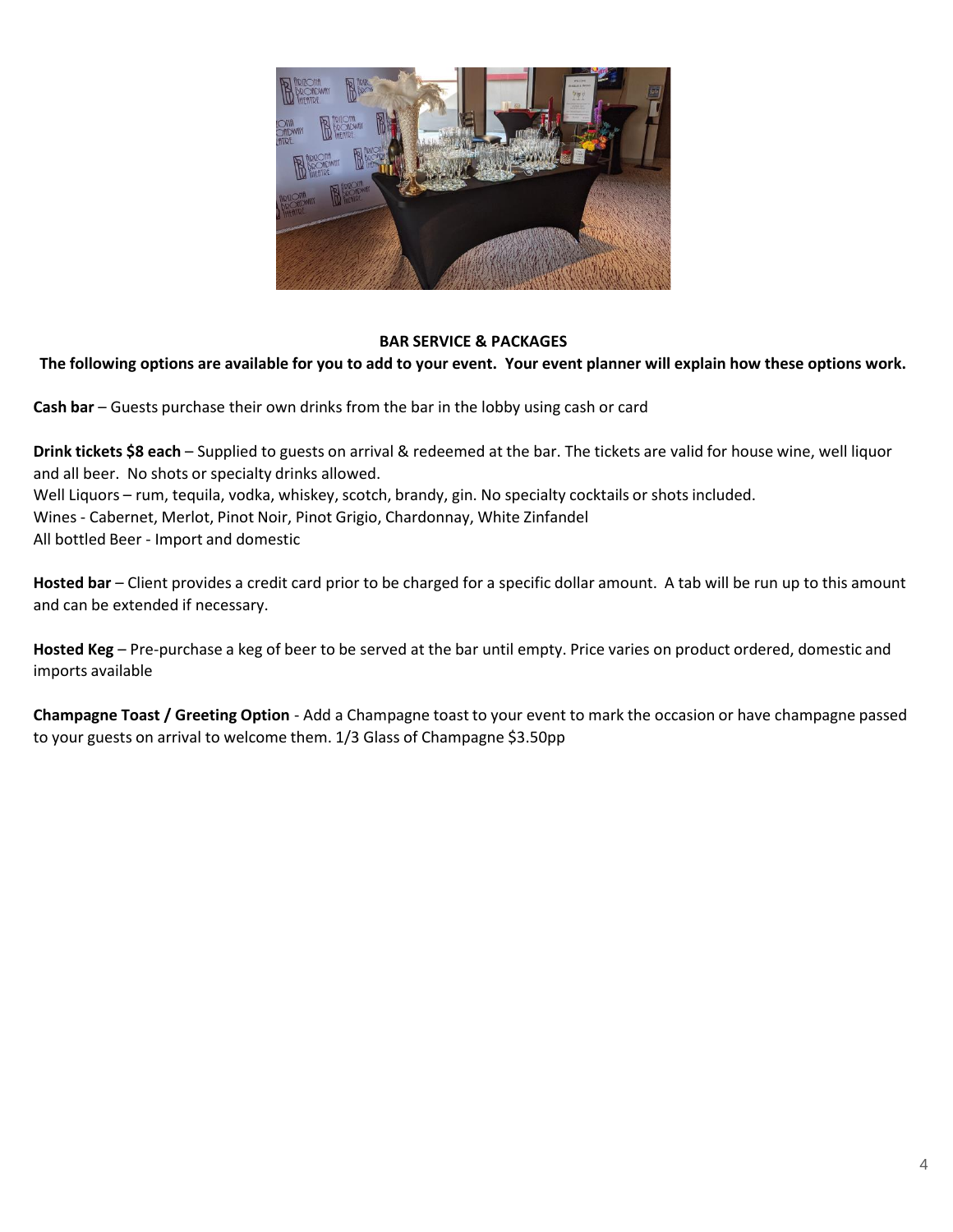## BAR SERVICE & PACKAGES

**The following options are available for you to add to your event. Your event planner will explain how these options work.**

**Cash bar** – Guests purchase their own drinks from the bar in the lobby using cash or card

**Drink tickets $8 each** – Supplied to guests on arrival & redeemed at the bar. The tickets are valid for house wine, well liquor and all beer. No shots or specialty drinks allowed.
Well Liquors – rum, tequila, vodka, whiskey, scotch, brandy, gin. No specialty cocktails or shots included.
Wines - Cabernet, Merlot, Pinot Noir, Pinot Grigio, Chardonnay, White Zinfandel
All bottled Beer - Import and domestic

**Hosted bar** – Client provides a credit card prior to be charged for a specific dollar amount. A tab will be run up to this amount and can be extended if necessary.

**Hosted Keg** – Pre-purchase a keg of beer to be served at the bar until empty. Price varies on product ordered, domestic and imports available

**Champagne Toast / Greeting Option** - Add a Champagne toast to your event to mark the occasion or have champagne passed to your guests on arrival to welcome them. 1/3 Glass of Champagne $3.50pp